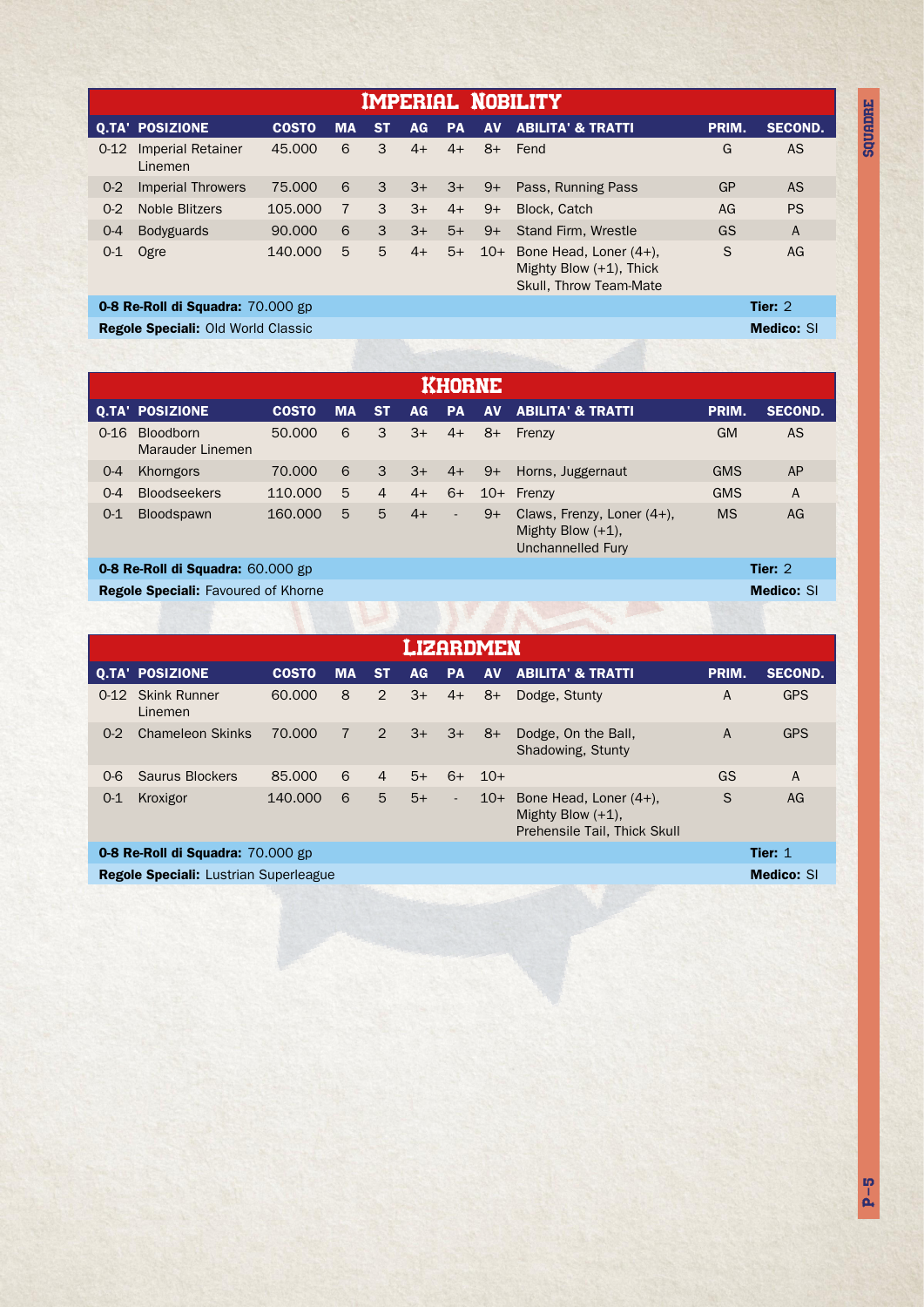## IMPERIAL NOBILITY

| Q.TA' | POSIZIONE | COSTO | MA | ST | AG | PA | AV | ABILITA' & TRATTI | PRIM. | SECOND. |
|---|---|---|---|---|---|---|---|---|---|---|
| 0-12 | Imperial Retainer Linemen | 45.000 | 6 | 3 | 4+ | 4+ | 8+ | Fend | G | AS |
| 0-2 | Imperial Throwers | 75.000 | 6 | 3 | 3+ | 3+ | 9+ | Pass, Running Pass | GP | AS |
| 0-2 | Noble Blitzers | 105.000 | 7 | 3 | 3+ | 4+ | 9+ | Block, Catch | AG | PS |
| 0-4 | Bodyguards | 90.000 | 6 | 3 | 3+ | 5+ | 9+ | Stand Firm, Wrestle | GS | A |
| 0-1 | Ogre | 140.000 | 5 | 5 | 4+ | 5+ | 10+ | Bone Head, Loner (4+), Mighty Blow (+1), Thick Skull, Throw Team-Mate | S | AG |
| **0-8 Re-Roll di Squadra:** 70.000 gp | | | | | | | | | **Tier:** 2 | |
| **Regole Speciali:** Old World Classic | | | | | | | | | **Medico:** SI | |

## KHORNE

| Q.TA' | POSIZIONE | COSTO | MA | ST | AG | PA | AV | ABILITA' & TRATTI | PRIM. | SECOND. |
|---|---|---|---|---|---|---|---|---|---|---|
| 0-16 | Bloodborn Marauder Linemen | 50.000 | 6 | 3 | 3+ | 4+ | 8+ | Frenzy | GM | AS |
| 0-4 | Khorngors | 70.000 | 6 | 3 | 3+ | 4+ | 9+ | Horns, Juggernaut | GMS | AP |
| 0-4 | Bloodseekers | 110.000 | 5 | 4 | 4+ | 6+ | 10+ | Frenzy | GMS | A |
| 0-1 | Bloodspawn | 160.000 | 5 | 5 | 4+ | - | 9+ | Claws, Frenzy, Loner (4+), Mighty Blow (+1), Unchannelled Fury | MS | AG |
| **0-8 Re-Roll di Squadra:** 60.000 gp | | | | | | | | | **Tier:** 2 | |
| **Regole Speciali:** Favoured of Khorne | | | | | | | | | **Medico:** SI | |

## LIZARDMEN

| Q.TA' | POSIZIONE | COSTO | MA | ST | AG | PA | AV | ABILITA' & TRATTI | PRIM. | SECOND. |
|---|---|---|---|---|---|---|---|---|---|---|
| 0-12 | Skink Runner Linemen | 60.000 | 8 | 2 | 3+ | 4+ | 8+ | Dodge, Stunty | A | GPS |
| 0-2 | Chameleon Skinks | 70.000 | 7 | 2 | 3+ | 3+ | 8+ | Dodge, On the Ball, Shadowing, Stunty | A | GPS |
| 0-6 | Saurus Blockers | 85.000 | 6 | 4 | 5+ | 6+ | 10+ | | GS | A |
| 0-1 | Kroxigor | 140.000 | 6 | 5 | 5+ | - | 10+ | Bone Head, Loner (4+), Mighty Blow (+1), Prehensile Tail, Thick Skull | S | AG |
| **0-8 Re-Roll di Squadra:** 70.000 gp | | | | | | | | | **Tier:** 1 | |
| **Regole Speciali:** Lustrian Superleague | | | | | | | | | **Medico:** SI | |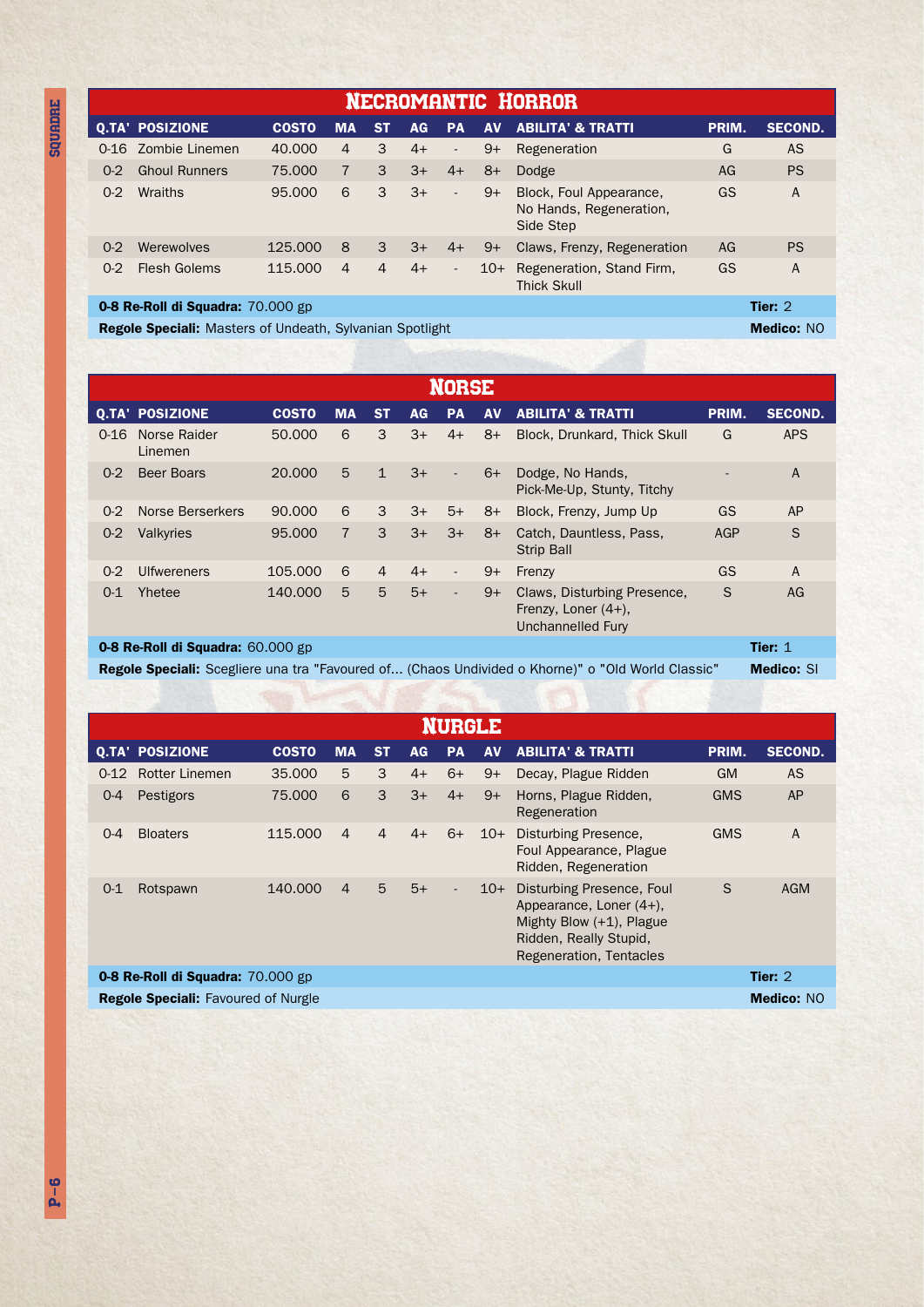## NECROMANTIC HORROR

| Q.TA' | POSIZIONE | COSTO | MA | ST | AG | PA | AV | ABILITA' & TRATTI | PRIM. | SECOND. |
|---|---|---|---|---|---|---|---|---|---|---|
| 0-16 | Zombie Linemen | 40.000 | 4 | 3 | 4+ | - | 9+ | Regeneration | G | AS |
| 0-2 | Ghoul Runners | 75.000 | 7 | 3 | 3+ | 4+ | 8+ | Dodge | AG | PS |
| 0-2 | Wraiths | 95.000 | 6 | 3 | 3+ | - | 9+ | Block, Foul Appearance, No Hands, Regeneration, Side Step | GS | A |
| 0-2 | Werewolves | 125.000 | 8 | 3 | 3+ | 4+ | 9+ | Claws, Frenzy, Regeneration | AG | PS |
| 0-2 | Flesh Golems | 115.000 | 4 | 4 | 4+ | - | 10+ | Regeneration, Stand Firm, Thick Skull | GS | A |
| **0-8 Re-Roll di Squadra:** 70.000 gp | | | | | | | | | **Tier:** 2 | |
| **Regole Speciali:** Masters of Undeath, Sylvanian Spotlight | | | | | | | | | **Medico:** NO | |

## NORSE

| Q.TA' | POSIZIONE | COSTO | MA | ST | AG | PA | AV | ABILITA' & TRATTI | PRIM. | SECOND. |
|---|---|---|---|---|---|---|---|---|---|---|
| 0-16 | Norse Raider Linemen | 50.000 | 6 | 3 | 3+ | 4+ | 8+ | Block, Drunkard, Thick Skull | G | APS |
| 0-2 | Beer Boars | 20.000 | 5 | 1 | 3+ | - | 6+ | Dodge, No Hands, Pick-Me-Up, Stunty, Titchy | - | A |
| 0-2 | Norse Berserkers | 90.000 | 6 | 3 | 3+ | 5+ | 8+ | Block, Frenzy, Jump Up | GS | AP |
| 0-2 | Valkyries | 95.000 | 7 | 3 | 3+ | 3+ | 8+ | Catch, Dauntless, Pass, Strip Ball | AGP | S |
| 0-2 | Ulfwereners | 105.000 | 6 | 4 | 4+ | - | 9+ | Frenzy | GS | A |
| 0-1 | Yhetee | 140.000 | 5 | 5 | 5+ | - | 9+ | Claws, Disturbing Presence, Frenzy, Loner (4+), Unchannelled Fury | S | AG |
| **0-8 Re-Roll di Squadra:** 60.000 gp | | | | | | | | | **Tier:** 1 | |
| **Regole Speciali:** Scegliere una tra "Favoured of... (Chaos Undivided o Khorne)" o "Old World Classic" | | | | | | | | | **Medico:** SI | |

## NURGLE

| Q.TA' | POSIZIONE | COSTO | MA | ST | AG | PA | AV | ABILITA' & TRATTI | PRIM. | SECOND. |
|---|---|---|---|---|---|---|---|---|---|---|
| 0-12 | Rotter Linemen | 35.000 | 5 | 3 | 4+ | 6+ | 9+ | Decay, Plague Ridden | GM | AS |
| 0-4 | Pestigors | 75.000 | 6 | 3 | 3+ | 4+ | 9+ | Horns, Plague Ridden, Regeneration | GMS | AP |
| 0-4 | Bloaters | 115.000 | 4 | 4 | 4+ | 6+ | 10+ | Disturbing Presence, Foul Appearance, Plague Ridden, Regeneration | GMS | A |
| 0-1 | Rotspawn | 140.000 | 4 | 5 | 5+ | - | 10+ | Disturbing Presence, Foul Appearance, Loner (4+), Mighty Blow (+1), Plague Ridden, Really Stupid, Regeneration, Tentacles | S | AGM |
| **0-8 Re-Roll di Squadra:** 70.000 gp | | | | | | | | | **Tier:** 2 | |
| **Regole Speciali:** Favoured of Nurgle | | | | | | | | | **Medico:** NO | |